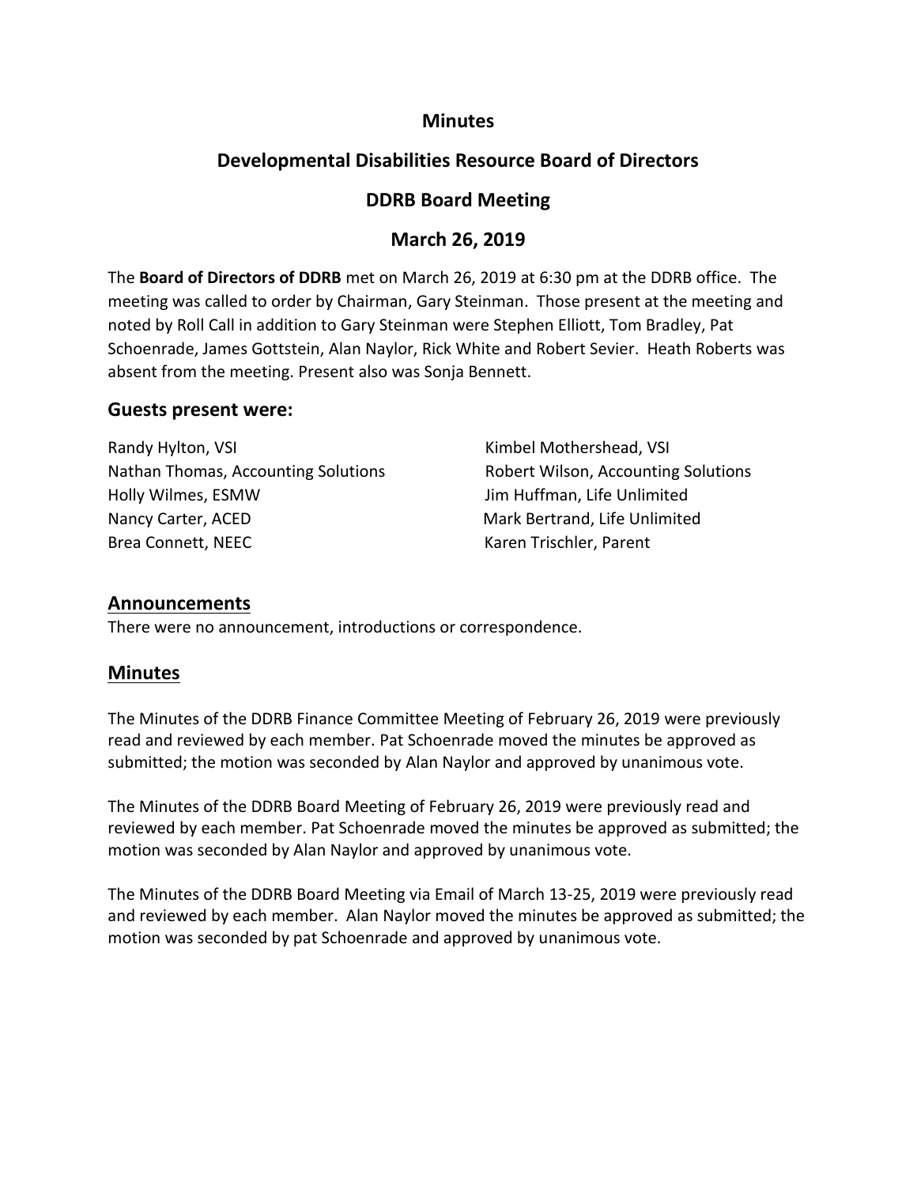# Minutes

## Developmental Disabilities Resource Board of Directors

## DDRB Board Meeting

## March 26, 2019

The **Board of Directors of DDRB** met on March 26, 2019 at 6:30 pm at the DDRB office. The meeting was called to order by Chairman, Gary Steinman. Those present at the meeting and noted by Roll Call in addition to Gary Steinman were Stephen Elliott, Tom Bradley, Pat Schoenrade, James Gottstein, Alan Naylor, Rick White and Robert Sevier. Heath Roberts was absent from the meeting. Present also was Sonja Bennett.

### Guests present were:

Randy Hylton, VSI
Kimbel Mothershead, VSI
Nathan Thomas, Accounting Solutions
Robert Wilson, Accounting Solutions
Holly Wilmes, ESMW
Jim Huffman, Life Unlimited
Nancy Carter, ACED
Mark Bertrand, Life Unlimited
Brea Connett, NEEC
Karen Trischler, Parent

### Announcements

There were no announcement, introductions or correspondence.

### Minutes

The Minutes of the DDRB Finance Committee Meeting of February 26, 2019 were previously read and reviewed by each member. Pat Schoenrade moved the minutes be approved as submitted; the motion was seconded by Alan Naylor and approved by unanimous vote.

The Minutes of the DDRB Board Meeting of February 26, 2019 were previously read and reviewed by each member. Pat Schoenrade moved the minutes be approved as submitted; the motion was seconded by Alan Naylor and approved by unanimous vote.

The Minutes of the DDRB Board Meeting via Email of March 13-25, 2019 were previously read and reviewed by each member. Alan Naylor moved the minutes be approved as submitted; the motion was seconded by pat Schoenrade and approved by unanimous vote.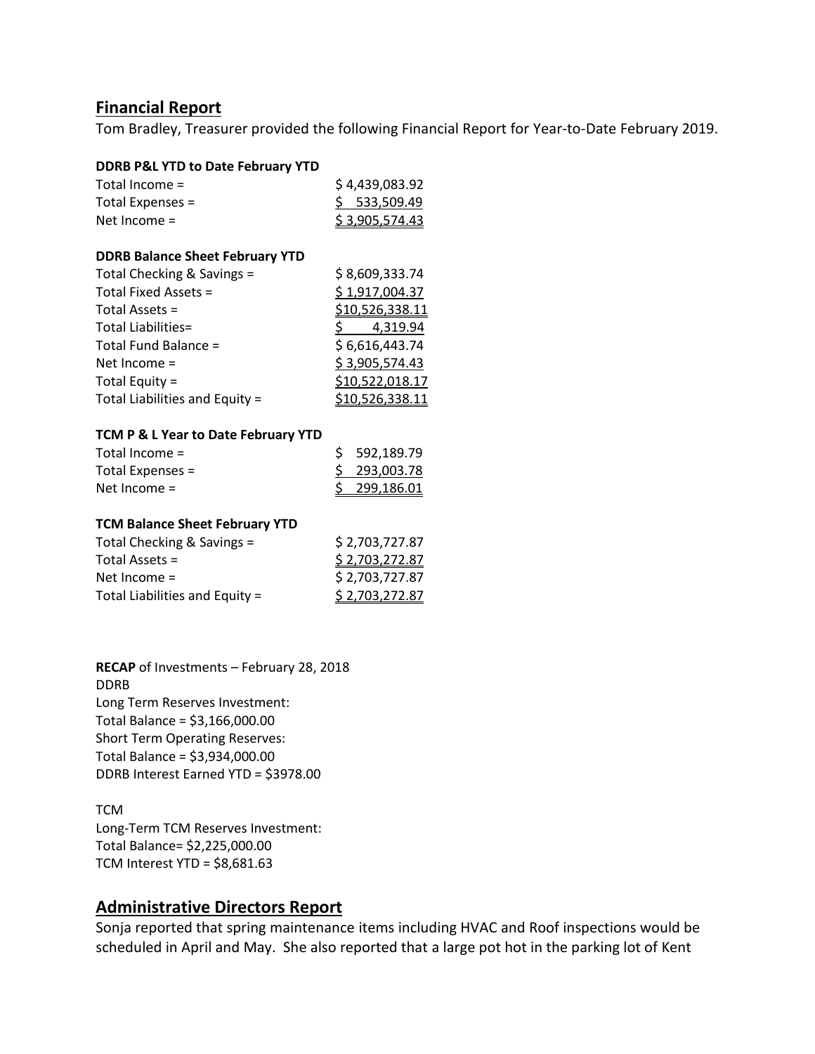## Financial Report

Tom Bradley, Treasurer provided the following Financial Report for Year-to-Date February 2019.

**DDRB P&L YTD to Date February YTD**

| | |
|---|---|
| Total Income = | $ 4,439,083.92 |
| Total Expenses = | $ 533,509.49 |
| Net Income = | $ 3,905,574.43 |

**DDRB Balance Sheet February YTD**

| | |
|---|---|
| Total Checking & Savings = | $ 8,609,333.74 |
| Total Fixed Assets = | $ 1,917,004.37 |
| Total Assets = | $10,526,338.11 |
| Total Liabilities= | $ 4,319.94 |
| Total Fund Balance = | $ 6,616,443.74 |
| Net Income = | $ 3,905,574.43 |
| Total Equity = | $10,522,018.17 |
| Total Liabilities and Equity = | $10,526,338.11 |

**TCM P & L Year to Date February YTD**

| | |
|---|---|
| Total Income = | $ 592,189.79 |
| Total Expenses = | $ 293,003.78 |
| Net Income = | $ 299,186.01 |

**TCM Balance Sheet February YTD**

| | |
|---|---|
| Total Checking & Savings = | $ 2,703,727.87 |
| Total Assets = | $ 2,703,272.87 |
| Net Income = | $ 2,703,727.87 |
| Total Liabilities and Equity = | $ 2,703,272.87 |

**RECAP** of Investments – February 28, 2018
DDRB
Long Term Reserves Investment:
Total Balance = $3,166,000.00
Short Term Operating Reserves:
Total Balance = $3,934,000.00
DDRB Interest Earned YTD = $3978.00

TCM
Long-Term TCM Reserves Investment:
Total Balance= $2,225,000.00
TCM Interest YTD = $8,681.63

## Administrative Directors Report

Sonja reported that spring maintenance items including HVAC and Roof inspections would be scheduled in April and May. She also reported that a large pot hot in the parking lot of Kent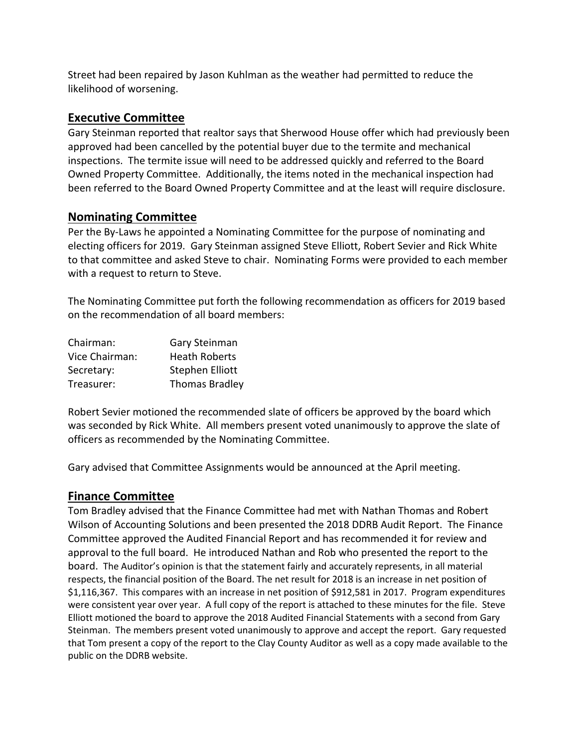Street had been repaired by Jason Kuhlman as the weather had permitted to reduce the likelihood of worsening.

## Executive Committee

Gary Steinman reported that realtor says that Sherwood House offer which had previously been approved had been cancelled by the potential buyer due to the termite and mechanical inspections. The termite issue will need to be addressed quickly and referred to the Board Owned Property Committee. Additionally, the items noted in the mechanical inspection had been referred to the Board Owned Property Committee and at the least will require disclosure.

## Nominating Committee

Per the By-Laws he appointed a Nominating Committee for the purpose of nominating and electing officers for 2019. Gary Steinman assigned Steve Elliott, Robert Sevier and Rick White to that committee and asked Steve to chair. Nominating Forms were provided to each member with a request to return to Steve.

The Nominating Committee put forth the following recommendation as officers for 2019 based on the recommendation of all board members:

| | |
|---|---|
| Chairman: | Gary Steinman |
| Vice Chairman: | Heath Roberts |
| Secretary: | Stephen Elliott |
| Treasurer: | Thomas Bradley |

Robert Sevier motioned the recommended slate of officers be approved by the board which was seconded by Rick White. All members present voted unanimously to approve the slate of officers as recommended by the Nominating Committee.

Gary advised that Committee Assignments would be announced at the April meeting.

## Finance Committee

Tom Bradley advised that the Finance Committee had met with Nathan Thomas and Robert Wilson of Accounting Solutions and been presented the 2018 DDRB Audit Report. The Finance Committee approved the Audited Financial Report and has recommended it for review and approval to the full board. He introduced Nathan and Rob who presented the report to the board. The Auditor's opinion is that the statement fairly and accurately represents, in all material respects, the financial position of the Board. The net result for 2018 is an increase in net position of $1,116,367. This compares with an increase in net position of $912,581 in 2017. Program expenditures were consistent year over year. A full copy of the report is attached to these minutes for the file. Steve Elliott motioned the board to approve the 2018 Audited Financial Statements with a second from Gary Steinman. The members present voted unanimously to approve and accept the report. Gary requested that Tom present a copy of the report to the Clay County Auditor as well as a copy made available to the public on the DDRB website.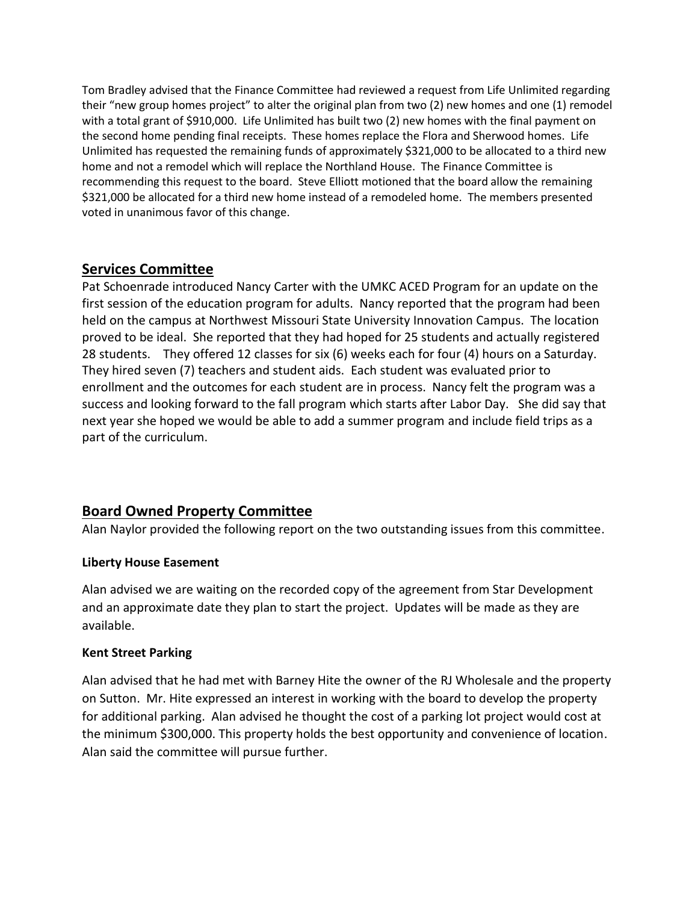Tom Bradley advised that the Finance Committee had reviewed a request from Life Unlimited regarding their "new group homes project" to alter the original plan from two (2) new homes and one (1) remodel with a total grant of $910,000. Life Unlimited has built two (2) new homes with the final payment on the second home pending final receipts. These homes replace the Flora and Sherwood homes. Life Unlimited has requested the remaining funds of approximately $321,000 to be allocated to a third new home and not a remodel which will replace the Northland House. The Finance Committee is recommending this request to the board. Steve Elliott motioned that the board allow the remaining $321,000 be allocated for a third new home instead of a remodeled home. The members presented voted in unanimous favor of this change.

## Services Committee

Pat Schoenrade introduced Nancy Carter with the UMKC ACED Program for an update on the first session of the education program for adults. Nancy reported that the program had been held on the campus at Northwest Missouri State University Innovation Campus. The location proved to be ideal. She reported that they had hoped for 25 students and actually registered 28 students. They offered 12 classes for six (6) weeks each for four (4) hours on a Saturday. They hired seven (7) teachers and student aids. Each student was evaluated prior to enrollment and the outcomes for each student are in process. Nancy felt the program was a success and looking forward to the fall program which starts after Labor Day. She did say that next year she hoped we would be able to add a summer program and include field trips as a part of the curriculum.

## Board Owned Property Committee

Alan Naylor provided the following report on the two outstanding issues from this committee.

### Liberty House Easement

Alan advised we are waiting on the recorded copy of the agreement from Star Development and an approximate date they plan to start the project. Updates will be made as they are available.

### Kent Street Parking

Alan advised that he had met with Barney Hite the owner of the RJ Wholesale and the property on Sutton. Mr. Hite expressed an interest in working with the board to develop the property for additional parking. Alan advised he thought the cost of a parking lot project would cost at the minimum $300,000. This property holds the best opportunity and convenience of location. Alan said the committee will pursue further.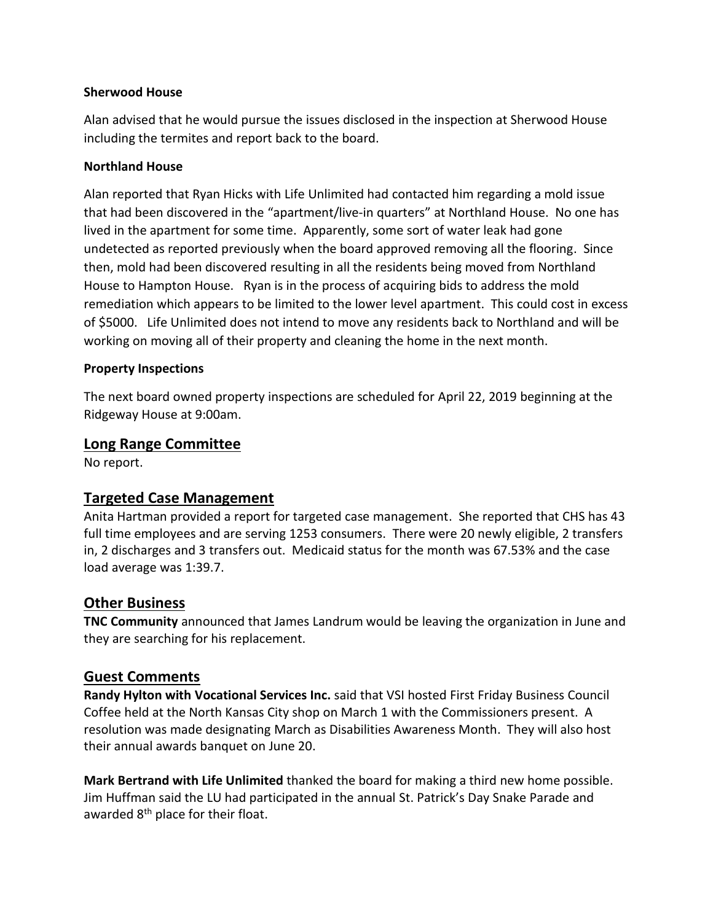**Sherwood House**

Alan advised that he would pursue the issues disclosed in the inspection at Sherwood House including the termites and report back to the board.

**Northland House**

Alan reported that Ryan Hicks with Life Unlimited had contacted him regarding a mold issue that had been discovered in the "apartment/live-in quarters" at Northland House. No one has lived in the apartment for some time. Apparently, some sort of water leak had gone undetected as reported previously when the board approved removing all the flooring. Since then, mold had been discovered resulting in all the residents being moved from Northland House to Hampton House. Ryan is in the process of acquiring bids to address the mold remediation which appears to be limited to the lower level apartment. This could cost in excess of $5000. Life Unlimited does not intend to move any residents back to Northland and will be working on moving all of their property and cleaning the home in the next month.

**Property Inspections**

The next board owned property inspections are scheduled for April 22, 2019 beginning at the Ridgeway House at 9:00am.

## Long Range Committee

No report.

## Targeted Case Management

Anita Hartman provided a report for targeted case management. She reported that CHS has 43 full time employees and are serving 1253 consumers. There were 20 newly eligible, 2 transfers in, 2 discharges and 3 transfers out. Medicaid status for the month was 67.53% and the case load average was 1:39.7.

## Other Business

**TNC Community** announced that James Landrum would be leaving the organization in June and they are searching for his replacement.

## Guest Comments

**Randy Hylton with Vocational Services Inc.** said that VSI hosted First Friday Business Council Coffee held at the North Kansas City shop on March 1 with the Commissioners present. A resolution was made designating March as Disabilities Awareness Month. They will also host their annual awards banquet on June 20.

**Mark Bertrand with Life Unlimited** thanked the board for making a third new home possible. Jim Huffman said the LU had participated in the annual St. Patrick's Day Snake Parade and awarded 8th place for their float.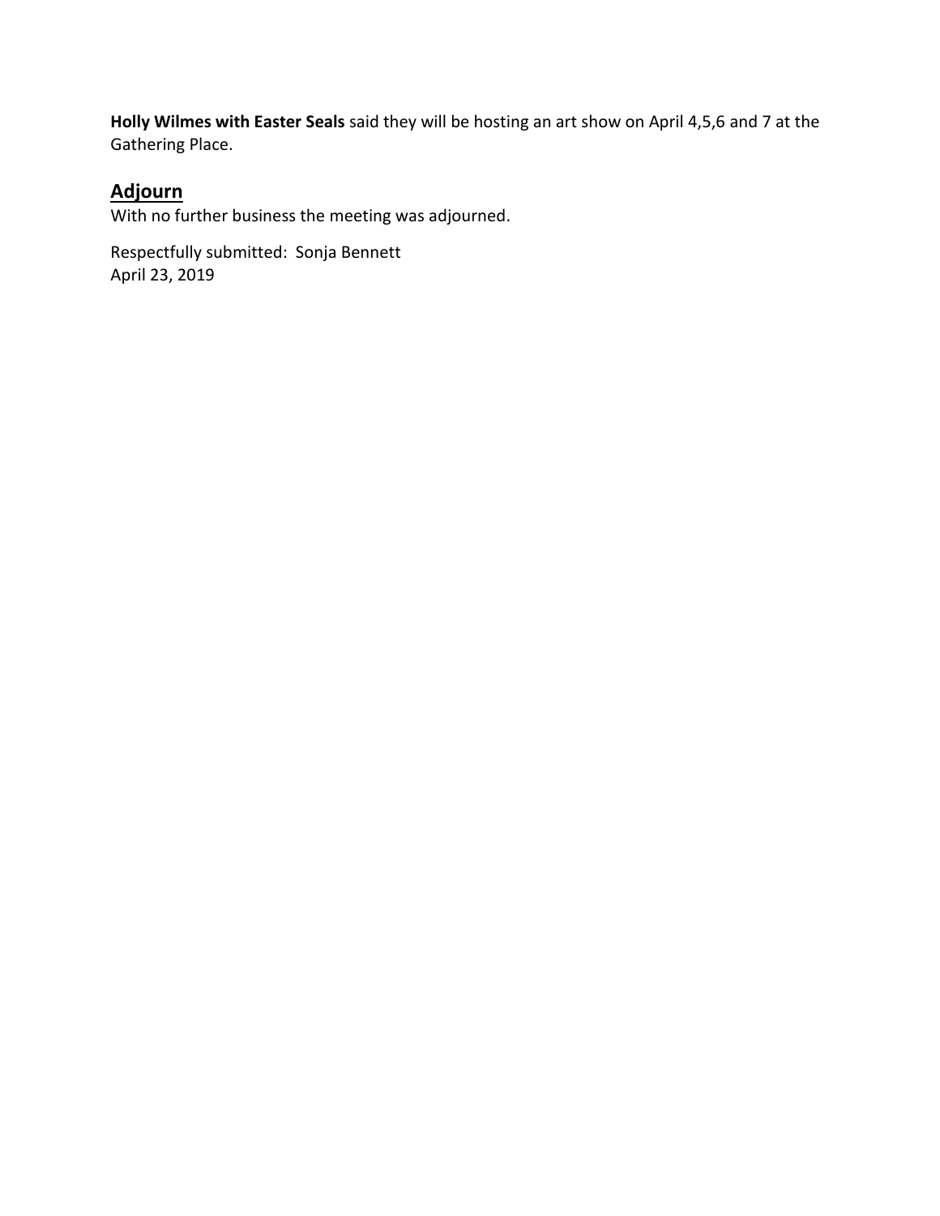**Holly Wilmes with Easter Seals** said they will be hosting an art show on April 4,5,6 and 7 at the Gathering Place.

## Adjourn

With no further business the meeting was adjourned.

Respectfully submitted: Sonja Bennett
April 23, 2019